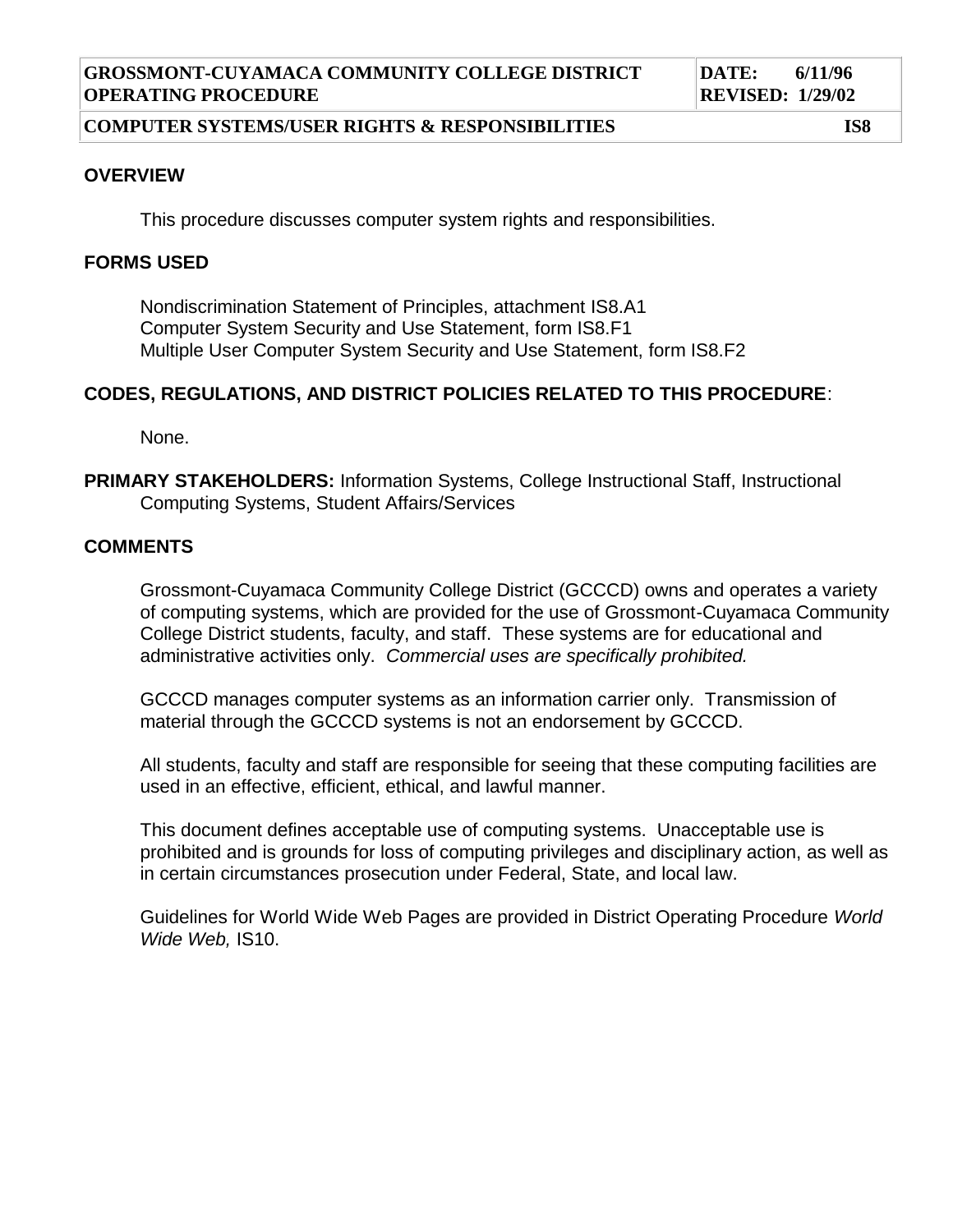| GROSSMONT-CUYAMACA COMMUNITY COLLEGE DISTRICT OPERATING PROCEDURE | DATE: 6/11/96 REVISED: 1/29/02 |
| --- | --- |
| COMPUTER SYSTEMS/USER RIGHTS & RESPONSIBILITIES | IS8 |

## OVERVIEW

This procedure discusses computer system rights and responsibilities.

## FORMS USED

Nondiscrimination Statement of Principles, attachment IS8.A1
Computer System Security and Use Statement, form IS8.F1
Multiple User Computer System Security and Use Statement, form IS8.F2

## CODES, REGULATIONS, AND DISTRICT POLICIES RELATED TO THIS PROCEDURE:

None.

**PRIMARY STAKEHOLDERS:** Information Systems, College Instructional Staff, Instructional Computing Systems, Student Affairs/Services

## COMMENTS

Grossmont-Cuyamaca Community College District (GCCCD) owns and operates a variety of computing systems, which are provided for the use of Grossmont-Cuyamaca Community College District students, faculty, and staff. These systems are for educational and administrative activities only. *Commercial uses are specifically prohibited.*

GCCCD manages computer systems as an information carrier only. Transmission of material through the GCCCD systems is not an endorsement by GCCCD.

All students, faculty and staff are responsible for seeing that these computing facilities are used in an effective, efficient, ethical, and lawful manner.

This document defines acceptable use of computing systems. Unacceptable use is prohibited and is grounds for loss of computing privileges and disciplinary action, as well as in certain circumstances prosecution under Federal, State, and local law.

Guidelines for World Wide Web Pages are provided in District Operating Procedure *World Wide Web,* IS10.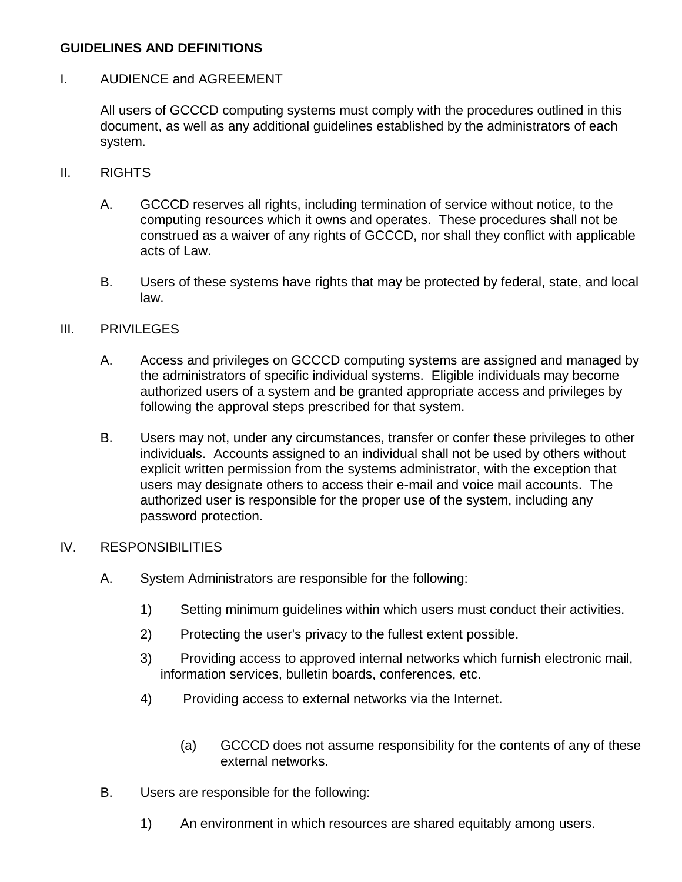**GUIDELINES AND DEFINITIONS**

I. AUDIENCE and AGREEMENT

All users of GCCCD computing systems must comply with the procedures outlined in this document, as well as any additional guidelines established by the administrators of each system.

II. RIGHTS

A. GCCCD reserves all rights, including termination of service without notice, to the computing resources which it owns and operates. These procedures shall not be construed as a waiver of any rights of GCCCD, nor shall they conflict with applicable acts of Law.

B. Users of these systems have rights that may be protected by federal, state, and local law.

III. PRIVILEGES

A. Access and privileges on GCCCD computing systems are assigned and managed by the administrators of specific individual systems. Eligible individuals may become authorized users of a system and be granted appropriate access and privileges by following the approval steps prescribed for that system.

B. Users may not, under any circumstances, transfer or confer these privileges to other individuals. Accounts assigned to an individual shall not be used by others without explicit written permission from the systems administrator, with the exception that users may designate others to access their e-mail and voice mail accounts. The authorized user is responsible for the proper use of the system, including any password protection.

IV. RESPONSIBILITIES

A. System Administrators are responsible for the following:

1) Setting minimum guidelines within which users must conduct their activities.

2) Protecting the user's privacy to the fullest extent possible.

3) Providing access to approved internal networks which furnish electronic mail, information services, bulletin boards, conferences, etc.

4) Providing access to external networks via the Internet.

(a) GCCCD does not assume responsibility for the contents of any of these external networks.

B. Users are responsible for the following:

1) An environment in which resources are shared equitably among users.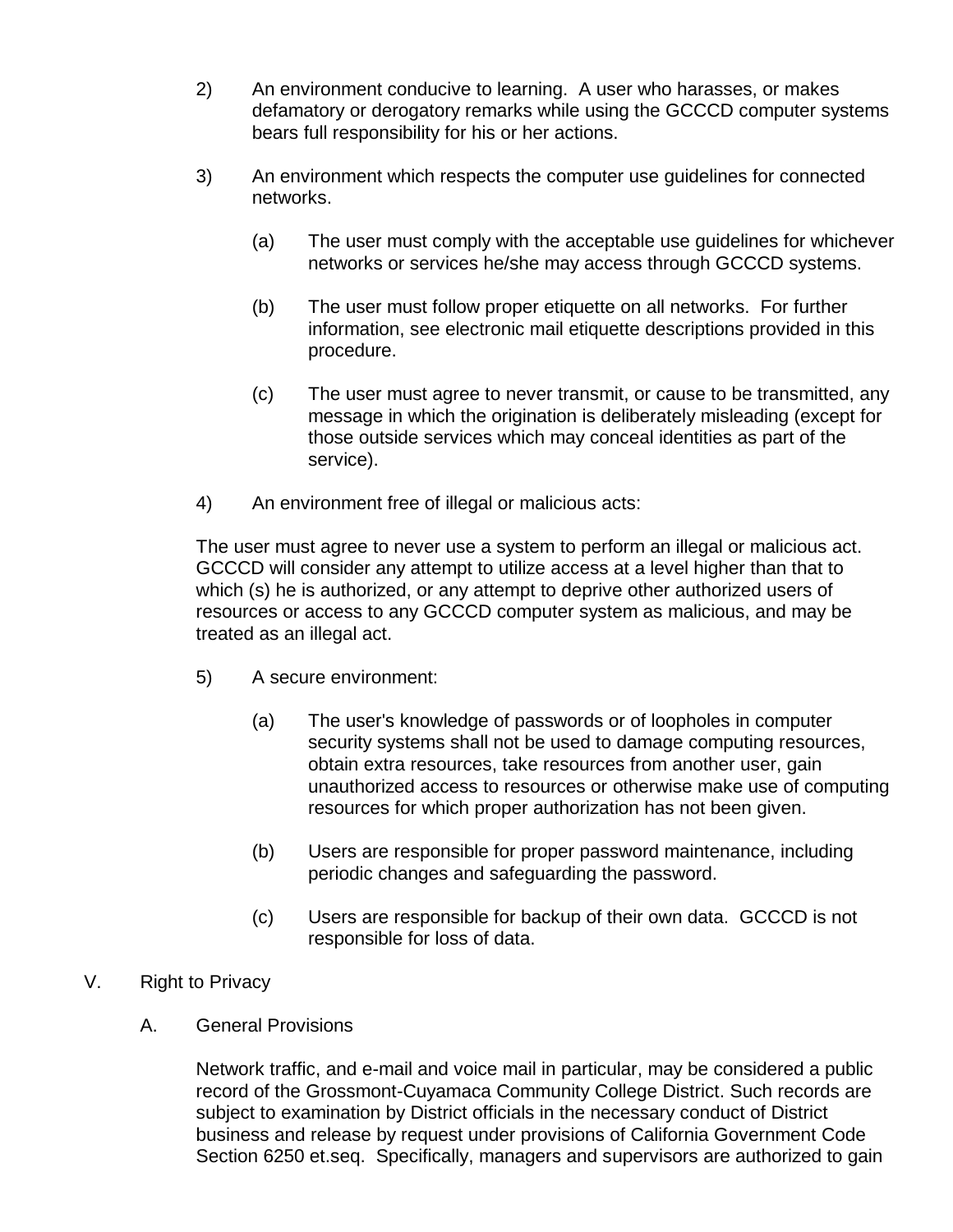2) An environment conducive to learning. A user who harasses, or makes defamatory or derogatory remarks while using the GCCCD computer systems bears full responsibility for his or her actions.

3) An environment which respects the computer use guidelines for connected networks.

   (a) The user must comply with the acceptable use guidelines for whichever networks or services he/she may access through GCCCD systems.

   (b) The user must follow proper etiquette on all networks. For further information, see electronic mail etiquette descriptions provided in this procedure.

   (c) The user must agree to never transmit, or cause to be transmitted, any message in which the origination is deliberately misleading (except for those outside services which may conceal identities as part of the service).

4) An environment free of illegal or malicious acts:

   The user must agree to never use a system to perform an illegal or malicious act. GCCCD will consider any attempt to utilize access at a level higher than that to which (s) he is authorized, or any attempt to deprive other authorized users of resources or access to any GCCCD computer system as malicious, and may be treated as an illegal act.

5) A secure environment:

   (a) The user's knowledge of passwords or of loopholes in computer security systems shall not be used to damage computing resources, obtain extra resources, take resources from another user, gain unauthorized access to resources or otherwise make use of computing resources for which proper authorization has not been given.

   (b) Users are responsible for proper password maintenance, including periodic changes and safeguarding the password.

   (c) Users are responsible for backup of their own data. GCCCD is not responsible for loss of data.

## V. Right to Privacy

### A. General Provisions

Network traffic, and e-mail and voice mail in particular, may be considered a public record of the Grossmont-Cuyamaca Community College District. Such records are subject to examination by District officials in the necessary conduct of District business and release by request under provisions of California Government Code Section 6250 et.seq. Specifically, managers and supervisors are authorized to gain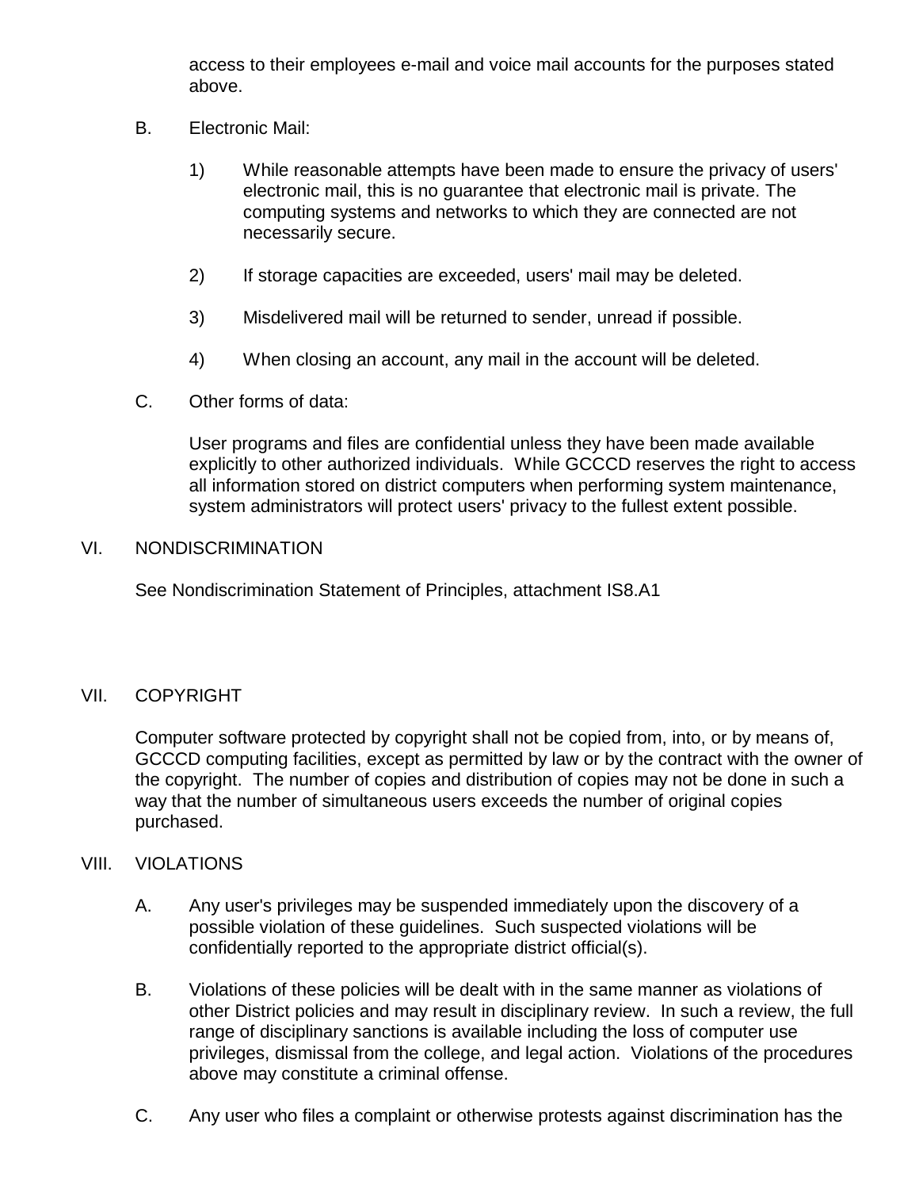access to their employees e-mail and voice mail accounts for the purposes stated above.

B. Electronic Mail:

1) While reasonable attempts have been made to ensure the privacy of users' electronic mail, this is no guarantee that electronic mail is private. The computing systems and networks to which they are connected are not necessarily secure.

2) If storage capacities are exceeded, users' mail may be deleted.

3) Misdelivered mail will be returned to sender, unread if possible.

4) When closing an account, any mail in the account will be deleted.

C. Other forms of data:

User programs and files are confidential unless they have been made available explicitly to other authorized individuals. While GCCCD reserves the right to access all information stored on district computers when performing system maintenance, system administrators will protect users' privacy to the fullest extent possible.

## VI. NONDISCRIMINATION

See Nondiscrimination Statement of Principles, attachment IS8.A1

## VII. COPYRIGHT

Computer software protected by copyright shall not be copied from, into, or by means of, GCCCD computing facilities, except as permitted by law or by the contract with the owner of the copyright. The number of copies and distribution of copies may not be done in such a way that the number of simultaneous users exceeds the number of original copies purchased.

## VIII. VIOLATIONS

A. Any user's privileges may be suspended immediately upon the discovery of a possible violation of these guidelines. Such suspected violations will be confidentially reported to the appropriate district official(s).

B. Violations of these policies will be dealt with in the same manner as violations of other District policies and may result in disciplinary review. In such a review, the full range of disciplinary sanctions is available including the loss of computer use privileges, dismissal from the college, and legal action. Violations of the procedures above may constitute a criminal offense.

C. Any user who files a complaint or otherwise protests against discrimination has the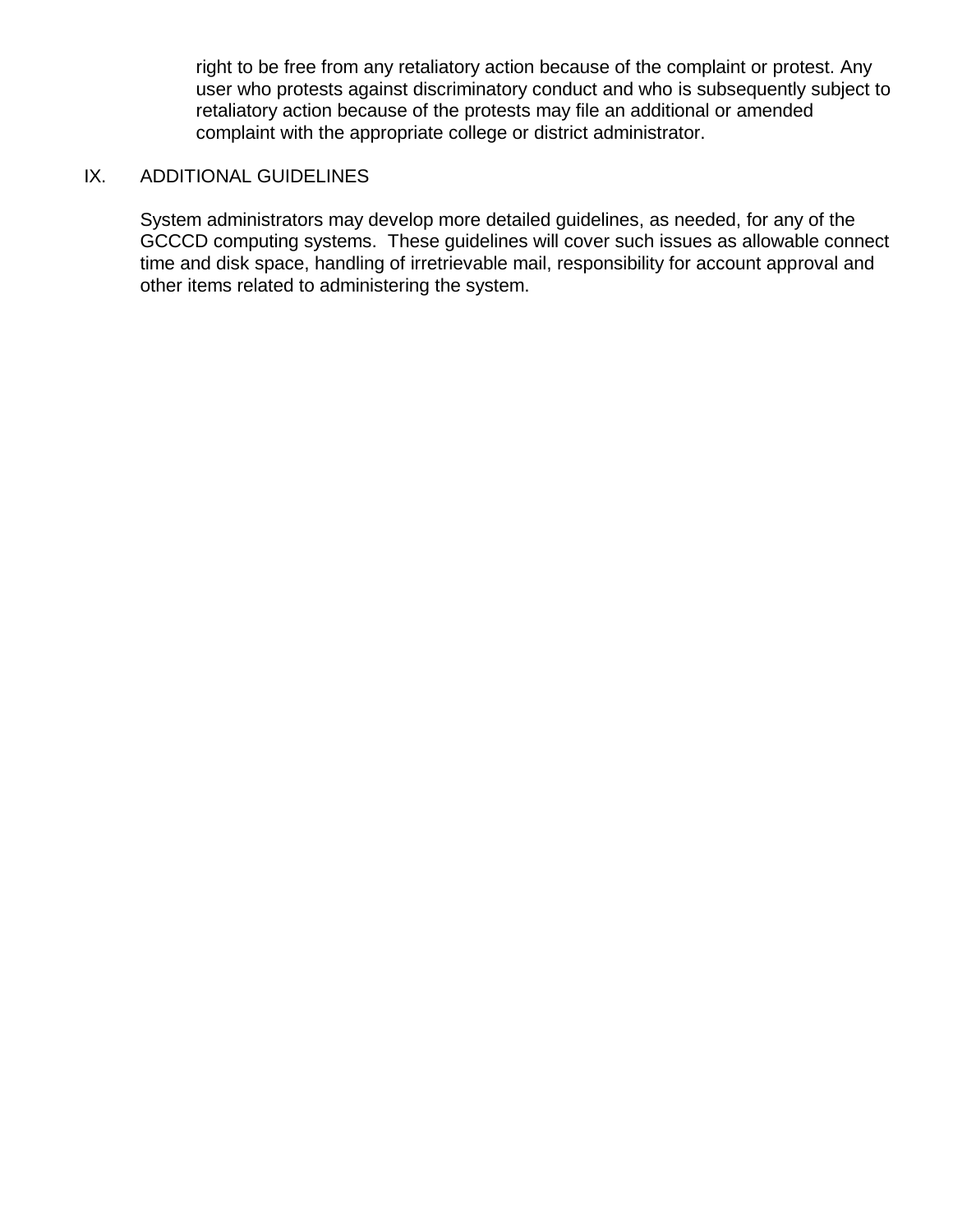right to be free from any retaliatory action because of the complaint or protest. Any user who protests against discriminatory conduct and who is subsequently subject to retaliatory action because of the protests may file an additional or amended complaint with the appropriate college or district administrator.

## IX. ADDITIONAL GUIDELINES

System administrators may develop more detailed guidelines, as needed, for any of the GCCCD computing systems. These guidelines will cover such issues as allowable connect time and disk space, handling of irretrievable mail, responsibility for account approval and other items related to administering the system.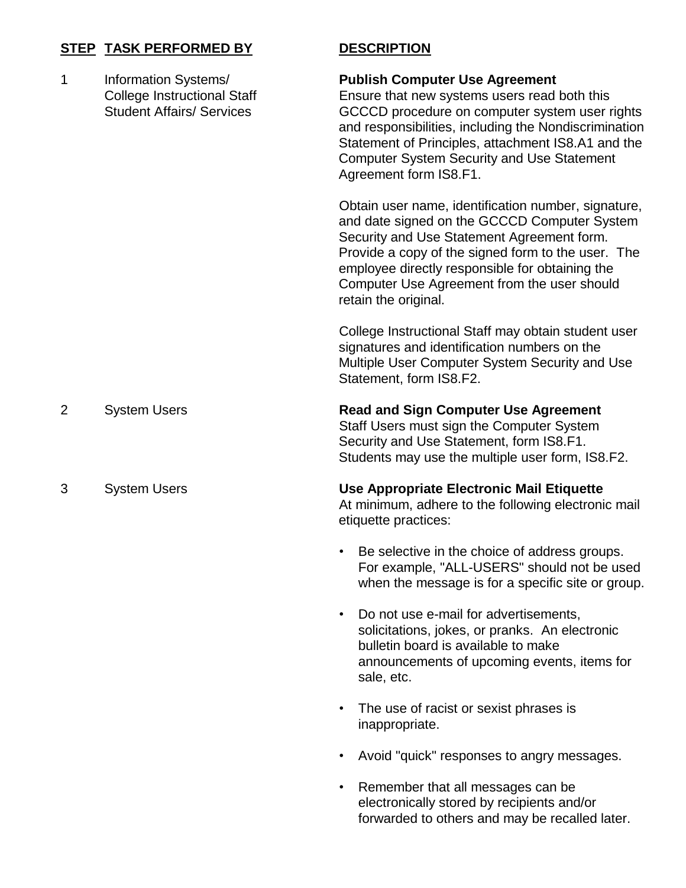| STEP | TASK PERFORMED BY | DESCRIPTION |
|---|---|---|
| 1 | Information Systems/ College Instructional Staff Student Affairs/ Services | **Publish Computer Use Agreement**<br>Ensure that new systems users read both this GCCCD procedure on computer system user rights and responsibilities, including the Nondiscrimination Statement of Principles, attachment IS8.A1 and the Computer System Security and Use Statement Agreement form IS8.F1.<br><br>Obtain user name, identification number, signature, and date signed on the GCCCD Computer System Security and Use Statement Agreement form. Provide a copy of the signed form to the user. The employee directly responsible for obtaining the Computer Use Agreement from the user should retain the original.<br><br>College Instructional Staff may obtain student user signatures and identification numbers on the Multiple User Computer System Security and Use Statement, form IS8.F2. |
| 2 | System Users | **Read and Sign Computer Use Agreement**<br>Staff Users must sign the Computer System Security and Use Statement, form IS8.F1. Students may use the multiple user form, IS8.F2. |
| 3 | System Users | **Use Appropriate Electronic Mail Etiquette**<br>At minimum, adhere to the following electronic mail etiquette practices:<br><br>• Be selective in the choice of address groups. For example, "ALL-USERS" should not be used when the message is for a specific site or group.<br><br>• Do not use e-mail for advertisements, solicitations, jokes, or pranks. An electronic bulletin board is available to make announcements of upcoming events, items for sale, etc.<br><br>• The use of racist or sexist phrases is inappropriate.<br><br>• Avoid "quick" responses to angry messages.<br><br>• Remember that all messages can be electronically stored by recipients and/or forwarded to others and may be recalled later. |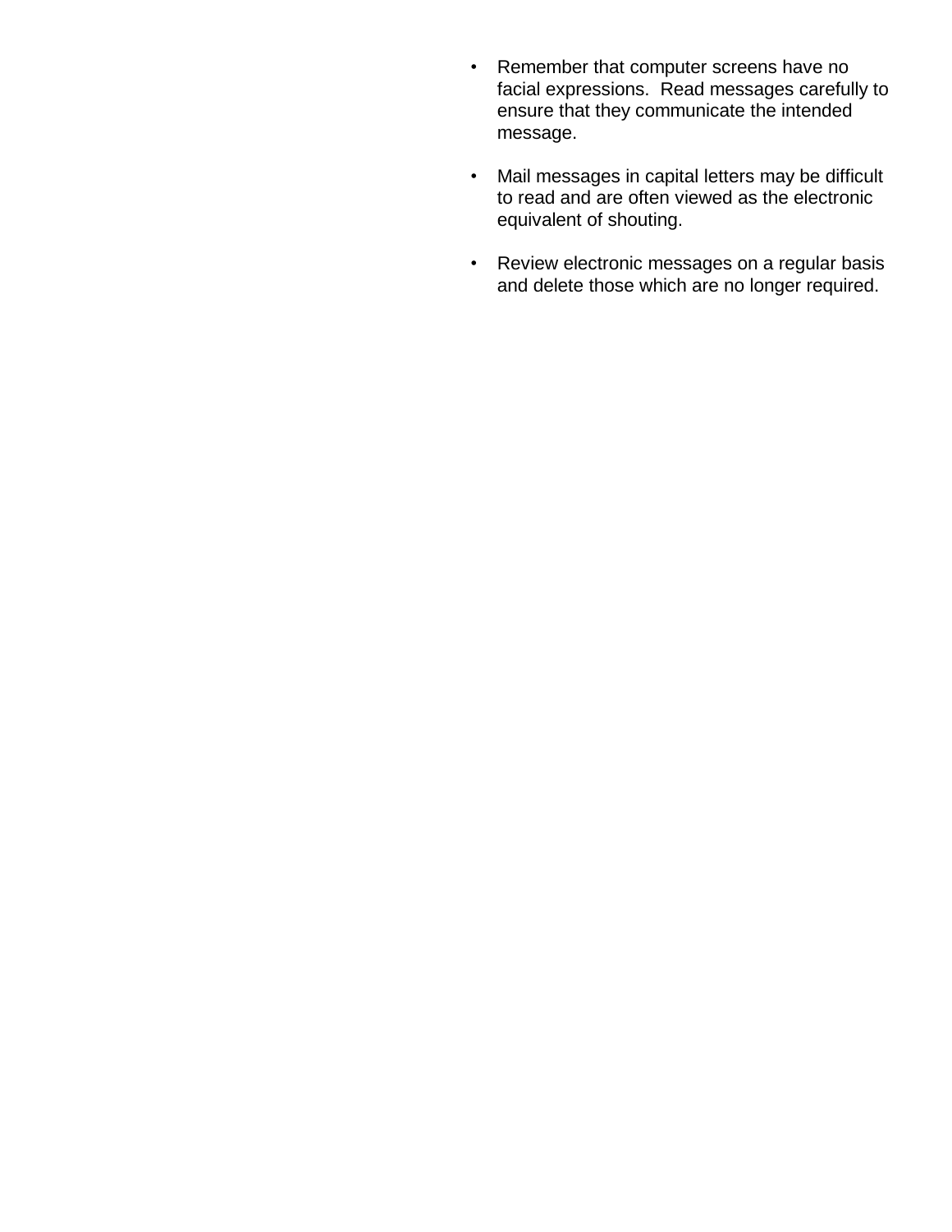- Remember that computer screens have no facial expressions.  Read messages carefully to ensure that they communicate the intended message.

- Mail messages in capital letters may be difficult to read and are often viewed as the electronic equivalent of shouting.

- Review electronic messages on a regular basis and delete those which are no longer required.